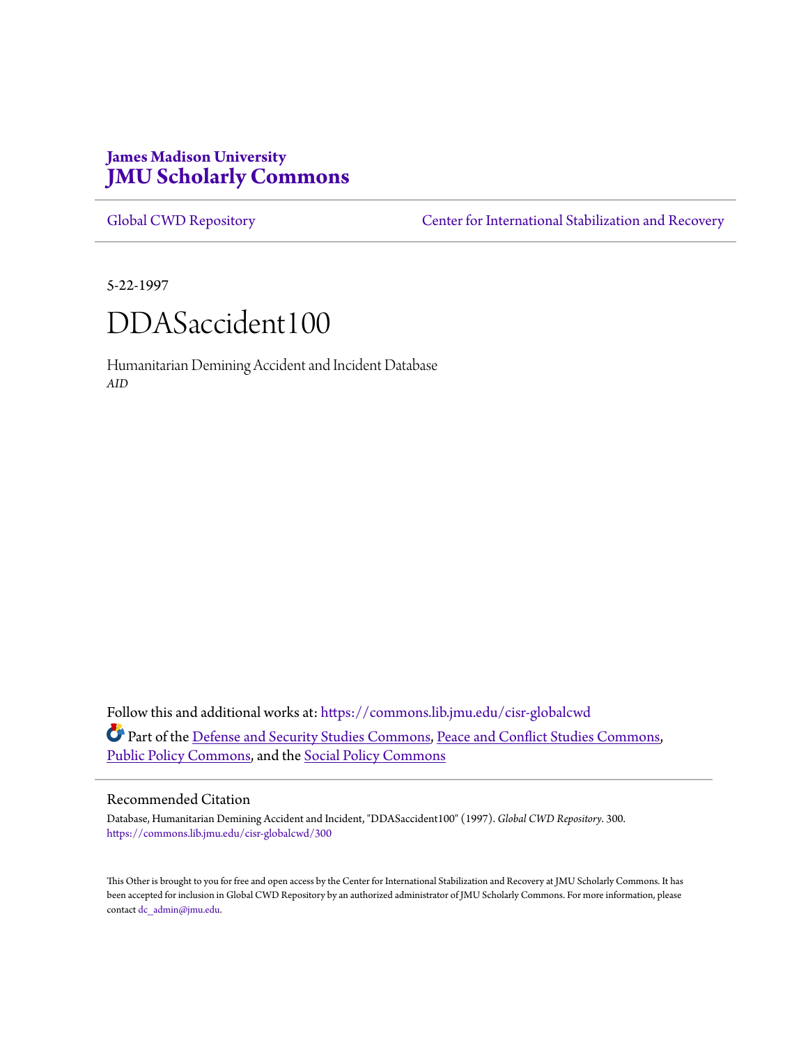**James Madison University**
# JMU Scholarly Commons

Global CWD Repository | Center for International Stabilization and Recovery

5-22-1997

# DDASaccident100

Humanitarian Demining Accident and Incident Database
*AID*

Follow this and additional works at: https://commons.lib.jmu.edu/cisr-globalcwd

Part of the Defense and Security Studies Commons, Peace and Conflict Studies Commons, Public Policy Commons, and the Social Policy Commons

## Recommended Citation

Database, Humanitarian Demining Accident and Incident, "DDASaccident100" (1997). *Global CWD Repository*. 300.
https://commons.lib.jmu.edu/cisr-globalcwd/300

This Other is brought to you for free and open access by the Center for International Stabilization and Recovery at JMU Scholarly Commons. It has been accepted for inclusion in Global CWD Repository by an authorized administrator of JMU Scholarly Commons. For more information, please contact dc_admin@jmu.edu.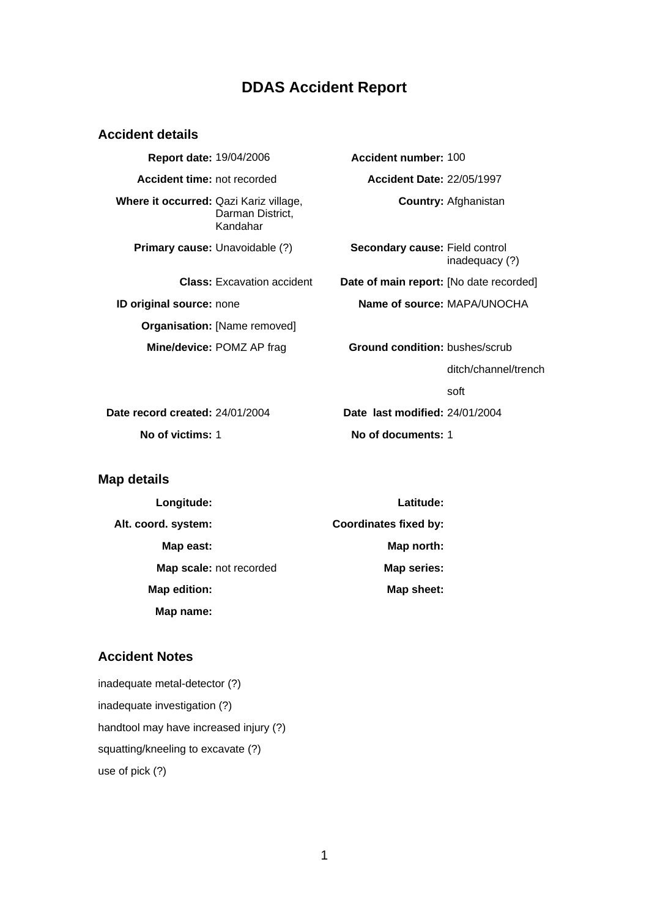# DDAS Accident Report

## Accident details

| | | | |
|---|---|---|---|
| **Report date:** | 19/04/2006 | **Accident number:** | 100 |
| **Accident time:** | not recorded | **Accident Date:** | 22/05/1997 |
| **Where it occurred:** | Qazi Kariz village, Darman District, Kandahar | **Country:** | Afghanistan |
| **Primary cause:** | Unavoidable (?) | **Secondary cause:** | Field control inadequacy (?) |
| **Class:** | Excavation accident | **Date of main report:** | [No date recorded] |
| **ID original source:** | none | **Name of source:** | MAPA/UNOCHA |
| **Organisation:** | [Name removed] | | |
| **Mine/device:** | POMZ AP frag | **Ground condition:** | bushes/scrub<br>ditch/channel/trench<br>soft |
| **Date record created:** | 24/01/2004 | **Date last modified:** | 24/01/2004 |
| **No of victims:** | 1 | **No of documents:** | 1 |

## Map details

| | | | |
|---|---|---|---|
| **Longitude:** | | **Latitude:** | |
| **Alt. coord. system:** | | **Coordinates fixed by:** | |
| **Map east:** | | **Map north:** | |
| **Map scale:** | not recorded | **Map series:** | |
| **Map edition:** | | **Map sheet:** | |
| **Map name:** | | | |

## Accident Notes

inadequate metal-detector (?)

inadequate investigation (?)

handtool may have increased injury (?)

squatting/kneeling to excavate (?)

use of pick (?)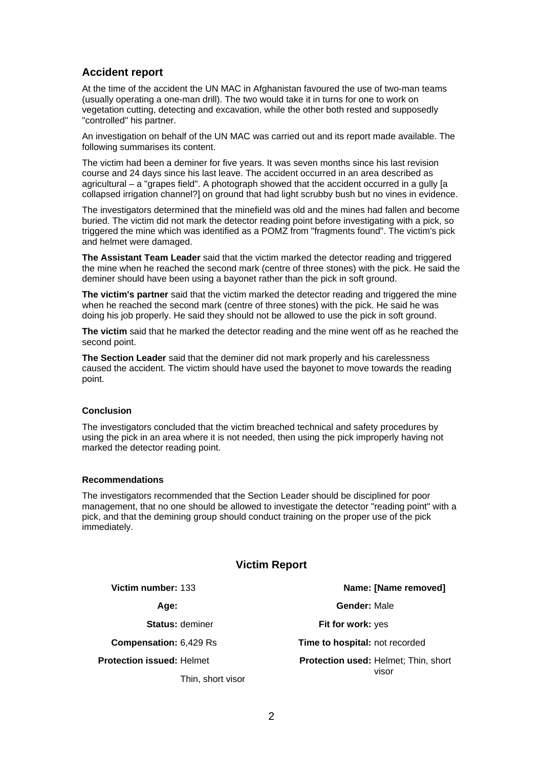## Accident report

At the time of the accident the UN MAC in Afghanistan favoured the use of two-man teams (usually operating a one-man drill). The two would take it in turns for one to work on vegetation cutting, detecting and excavation, while the other both rested and supposedly "controlled" his partner.

An investigation on behalf of the UN MAC was carried out and its report made available. The following summarises its content.

The victim had been a deminer for five years. It was seven months since his last revision course and 24 days since his last leave. The accident occurred in an area described as agricultural – a "grapes field". A photograph showed that the accident occurred in a gully [a collapsed irrigation channel?] on ground that had light scrubby bush but no vines in evidence.

The investigators determined that the minefield was old and the mines had fallen and become buried. The victim did not mark the detector reading point before investigating with a pick, so triggered the mine which was identified as a POMZ from "fragments found". The victim's pick and helmet were damaged.

**The Assistant Team Leader** said that the victim marked the detector reading and triggered the mine when he reached the second mark (centre of three stones) with the pick. He said the deminer should have been using a bayonet rather than the pick in soft ground.

**The victim's partner** said that the victim marked the detector reading and triggered the mine when he reached the second mark (centre of three stones) with the pick. He said he was doing his job properly. He said they should not be allowed to use the pick in soft ground.

**The victim** said that he marked the detector reading and the mine went off as he reached the second point.

**The Section Leader** said that the deminer did not mark properly and his carelessness caused the accident. The victim should have used the bayonet to move towards the reading point.

### Conclusion

The investigators concluded that the victim breached technical and safety procedures by using the pick in an area where it is not needed, then using the pick improperly having not marked the detector reading point.

### Recommendations

The investigators recommended that the Section Leader should be disciplined for poor management, that no one should be allowed to investigate the detector "reading point" with a pick, and that the demining group should conduct training on the proper use of the pick immediately.

## Victim Report

| | | | |
|---|---|---|---|
| **Victim number:** | 133 | **Name:** | **[Name removed]** |
| **Age:** | | **Gender:** | Male |
| **Status:** | deminer | **Fit for work:** | yes |
| **Compensation:** | 6,429 Rs | **Time to hospital:** | not recorded |
| **Protection issued:** | Helmet<br>Thin, short visor | **Protection used:** | Helmet; Thin, short visor |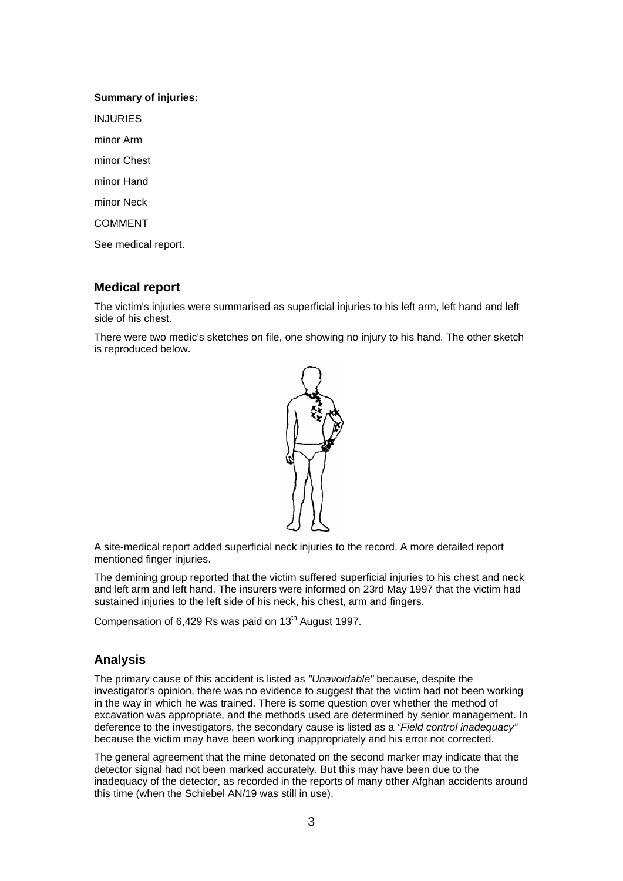**Summary of injuries:**

INJURIES

minor Arm

minor Chest

minor Hand

minor Neck

COMMENT

See medical report.

## Medical report

The victim's injuries were summarised as superficial injuries to his left arm, left hand and left side of his chest.

There were two medic's sketches on file, one showing no injury to his hand. The other sketch is reproduced below.

A site-medical report added superficial neck injuries to the record. A more detailed report mentioned finger injuries.

The demining group reported that the victim suffered superficial injuries to his chest and neck and left arm and left hand. The insurers were informed on 23rd May 1997 that the victim had sustained injuries to the left side of his neck, his chest, arm and fingers.

Compensation of 6,429 Rs was paid on 13th August 1997.

## Analysis

The primary cause of this accident is listed as *"Unavoidable"* because, despite the investigator's opinion, there was no evidence to suggest that the victim had not been working in the way in which he was trained. There is some question over whether the method of excavation was appropriate, and the methods used are determined by senior management. In deference to the investigators, the secondary cause is listed as a *"Field control inadequacy"* because the victim may have been working inappropriately and his error not corrected.

The general agreement that the mine detonated on the second marker may indicate that the detector signal had not been marked accurately. But this may have been due to the inadequacy of the detector, as recorded in the reports of many other Afghan accidents around this time (when the Schiebel AN/19 was still in use).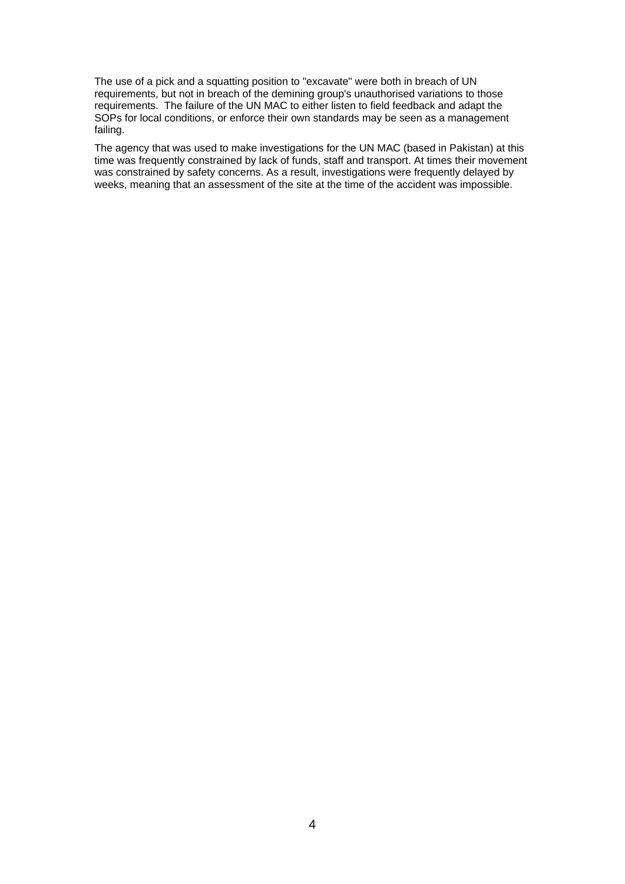The use of a pick and a squatting position to "excavate" were both in breach of UN requirements, but not in breach of the demining group's unauthorised variations to those requirements. The failure of the UN MAC to either listen to field feedback and adapt the SOPs for local conditions, or enforce their own standards may be seen as a management failing.

The agency that was used to make investigations for the UN MAC (based in Pakistan) at this time was frequently constrained by lack of funds, staff and transport. At times their movement was constrained by safety concerns. As a result, investigations were frequently delayed by weeks, meaning that an assessment of the site at the time of the accident was impossible.